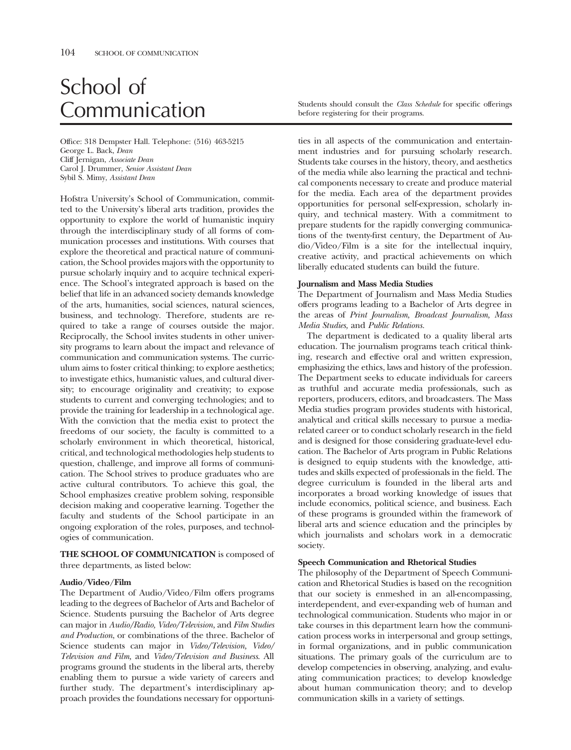# School of Communication

Students should consult the *Class Schedule* for specific offerings before registering for their programs.

Office: 318 Dempster Hall. Telephone: (516) 463-5215
George L. Back, *Dean*
Cliff Jernigan, *Associate Dean*
Carol J. Drummer, *Senior Assistant Dean*
Sybil S. Mimy, *Assistant Dean*

Hofstra University's School of Communication, committed to the University's liberal arts tradition, provides the opportunity to explore the world of humanistic inquiry through the interdisciplinary study of all forms of communication processes and institutions. With courses that explore the theoretical and practical nature of communication, the School provides majors with the opportunity to pursue scholarly inquiry and to acquire technical experience. The School's integrated approach is based on the belief that life in an advanced society demands knowledge of the arts, humanities, social sciences, natural sciences, business, and technology. Therefore, students are required to take a range of courses outside the major. Reciprocally, the School invites students in other university programs to learn about the impact and relevance of communication and communication systems. The curriculum aims to foster critical thinking; to explore aesthetics; to investigate ethics, humanistic values, and cultural diversity; to encourage originality and creativity; to expose students to current and converging technologies; and to provide the training for leadership in a technological age. With the conviction that the media exist to protect the freedoms of our society, the faculty is committed to a scholarly environment in which theoretical, historical, critical, and technological methodologies help students to question, challenge, and improve all forms of communication. The School strives to produce graduates who are active cultural contributors. To achieve this goal, the School emphasizes creative problem solving, responsible decision making and cooperative learning. Together the faculty and students of the School participate in an ongoing exploration of the roles, purposes, and technologies of communication.

**THE SCHOOL OF COMMUNICATION** is composed of three departments, as listed below:

**Audio/Video/Film**

The Department of Audio/Video/Film offers programs leading to the degrees of Bachelor of Arts and Bachelor of Science. Students pursuing the Bachelor of Arts degree can major in *Audio/Radio, Video/Television,* and *Film Studies and Production*, or combinations of the three. Bachelor of Science students can major in *Video/Television, Video/Television and Film,* and *Video/Television and Business*. All programs ground the students in the liberal arts, thereby enabling them to pursue a wide variety of careers and further study. The department's interdisciplinary approach provides the foundations necessary for opportunities in all aspects of the communication and entertainment industries and for pursuing scholarly research. Students take courses in the history, theory, and aesthetics of the media while also learning the practical and technical components necessary to create and produce material for the media. Each area of the department provides opportunities for personal self-expression, scholarly inquiry, and technical mastery. With a commitment to prepare students for the rapidly converging communications of the twenty-first century, the Department of Audio/Video/Film is a site for the intellectual inquiry, creative activity, and practical achievements on which liberally educated students can build the future.

**Journalism and Mass Media Studies**

The Department of Journalism and Mass Media Studies offers programs leading to a Bachelor of Arts degree in the areas of *Print Journalism, Broadcast Journalism, Mass Media Studies,* and *Public Relations.*

The department is dedicated to a quality liberal arts education. The journalism programs teach critical thinking, research and effective oral and written expression, emphasizing the ethics, laws and history of the profession. The Department seeks to educate individuals for careers as truthful and accurate media professionals, such as reporters, producers, editors, and broadcasters. The Mass Media studies program provides students with historical, analytical and critical skills necessary to pursue a media-related career or to conduct scholarly research in the field and is designed for those considering graduate-level education. The Bachelor of Arts program in Public Relations is designed to equip students with the knowledge, attitudes and skills expected of professionals in the field. The degree curriculum is founded in the liberal arts and incorporates a broad working knowledge of issues that include economics, political science, and business. Each of these programs is grounded within the framework of liberal arts and science education and the principles by which journalists and scholars work in a democratic society.

**Speech Communication and Rhetorical Studies**

The philosophy of the Department of Speech Communication and Rhetorical Studies is based on the recognition that our society is enmeshed in an all-encompassing, interdependent, and ever-expanding web of human and technological communication. Students who major in or take courses in this department learn how the communication process works in interpersonal and group settings, in formal organizations, and in public communication situations. The primary goals of the curriculum are to develop competencies in observing, analyzing, and evaluating communication practices; to develop knowledge about human communication theory; and to develop communication skills in a variety of settings.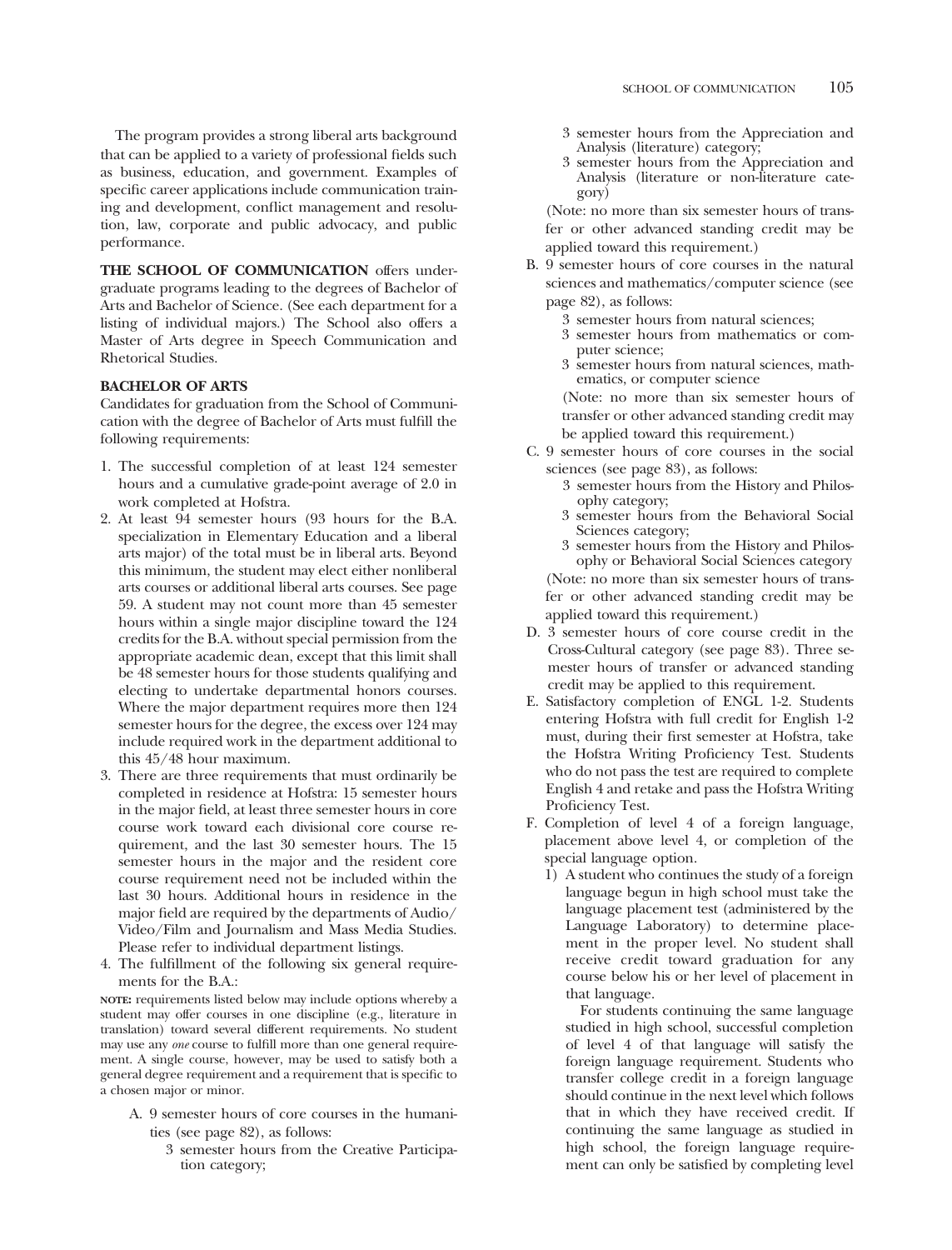The program provides a strong liberal arts background that can be applied to a variety of professional fields such as business, education, and government. Examples of specific career applications include communication training and development, conflict management and resolution, law, corporate and public advocacy, and public performance.

**THE SCHOOL OF COMMUNICATION** offers undergraduate programs leading to the degrees of Bachelor of Arts and Bachelor of Science. (See each department for a listing of individual majors.) The School also offers a Master of Arts degree in Speech Communication and Rhetorical Studies.

### BACHELOR OF ARTS

Candidates for graduation from the School of Communication with the degree of Bachelor of Arts must fulfill the following requirements:

1. The successful completion of at least 124 semester hours and a cumulative grade-point average of 2.0 in work completed at Hofstra.
2. At least 94 semester hours (93 hours for the B.A. specialization in Elementary Education and a liberal arts major) of the total must be in liberal arts. Beyond this minimum, the student may elect either nonliberal arts courses or additional liberal arts courses. See page 59. A student may not count more than 45 semester hours within a single major discipline toward the 124 credits for the B.A. without special permission from the appropriate academic dean, except that this limit shall be 48 semester hours for those students qualifying and electing to undertake departmental honors courses. Where the major department requires more then 124 semester hours for the degree, the excess over 124 may include required work in the department additional to this 45/48 hour maximum.
3. There are three requirements that must ordinarily be completed in residence at Hofstra: 15 semester hours in the major field, at least three semester hours in core course work toward each divisional core course requirement, and the last 30 semester hours. The 15 semester hours in the major and the resident core course requirement need not be included within the last 30 hours. Additional hours in residence in the major field are required by the departments of Audio/Video/Film and Journalism and Mass Media Studies. Please refer to individual department listings.
4. The fulfillment of the following six general requirements for the B.A.:

**NOTE:** requirements listed below may include options whereby a student may offer courses in one discipline (e.g., literature in translation) toward several different requirements. No student may use any *one* course to fulfill more than one general requirement. A single course, however, may be used to satisfy both a general degree requirement and a requirement that is specific to a chosen major or minor.

A. 9 semester hours of core courses in the humanities (see page 82), as follows:
   - 3 semester hours from the Creative Participation category;
   - 3 semester hours from the Appreciation and Analysis (literature) category;
   - 3 semester hours from the Appreciation and Analysis (literature or non-literature category)

   (Note: no more than six semester hours of transfer or other advanced standing credit may be applied toward this requirement.)

B. 9 semester hours of core courses in the natural sciences and mathematics/computer science (see page 82), as follows:
   - 3 semester hours from natural sciences;
   - 3 semester hours from mathematics or computer science;
   - 3 semester hours from natural sciences, mathematics, or computer science

   (Note: no more than six semester hours of transfer or other advanced standing credit may be applied toward this requirement.)

C. 9 semester hours of core courses in the social sciences (see page 83), as follows:
   - 3 semester hours from the History and Philosophy category;
   - 3 semester hours from the Behavioral Social Sciences category;
   - 3 semester hours from the History and Philosophy or Behavioral Social Sciences category

   (Note: no more than six semester hours of transfer or other advanced standing credit may be applied toward this requirement.)

D. 3 semester hours of core course credit in the Cross-Cultural category (see page 83). Three semester hours of transfer or advanced standing credit may be applied to this requirement.

E. Satisfactory completion of ENGL 1-2. Students entering Hofstra with full credit for English 1-2 must, during their first semester at Hofstra, take the Hofstra Writing Proficiency Test. Students who do not pass the test are required to complete English 4 and retake and pass the Hofstra Writing Proficiency Test.

F. Completion of level 4 of a foreign language, placement above level 4, or completion of the special language option.
   1) A student who continues the study of a foreign language begun in high school must take the language placement test (administered by the Language Laboratory) to determine placement in the proper level. No student shall receive credit toward graduation for any course below his or her level of placement in that language.

      For students continuing the same language studied in high school, successful completion of level 4 of that language will satisfy the foreign language requirement. Students who transfer college credit in a foreign language should continue in the next level which follows that in which they have received credit. If continuing the same language as studied in high school, the foreign language requirement can only be satisfied by completing level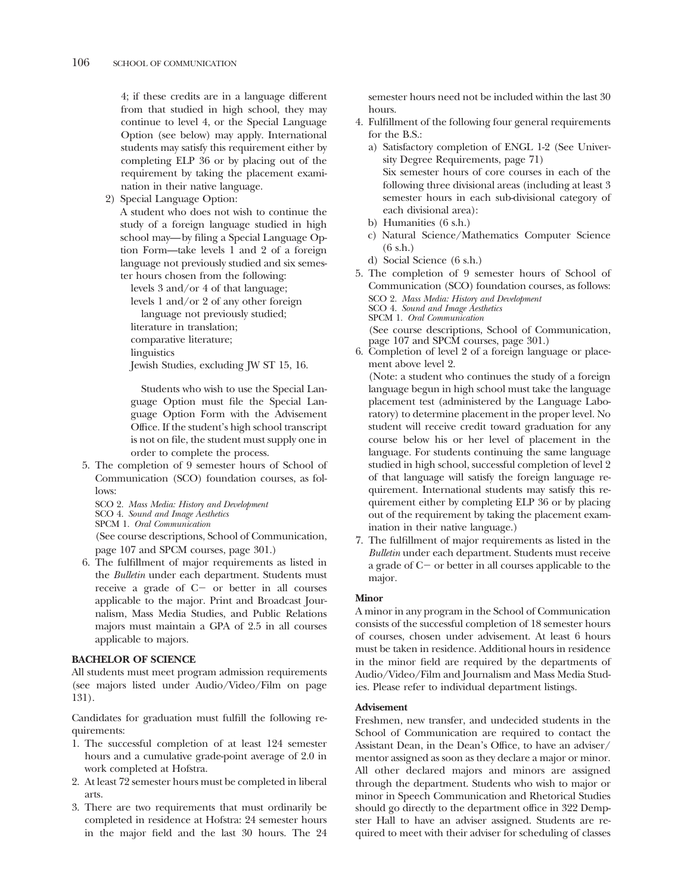4; if these credits are in a language different from that studied in high school, they may continue to level 4, or the Special Language Option (see below) may apply. International students may satisfy this requirement either by completing ELP 36 or by placing out of the requirement by taking the placement examination in their native language.

2) Special Language Option:

A student who does not wish to continue the study of a foreign language studied in high school may—by filing a Special Language Option Form—take levels 1 and 2 of a foreign language not previously studied and six semester hours chosen from the following:

levels 3 and/or 4 of that language;
levels 1 and/or 2 of any other foreign language not previously studied;
literature in translation;
comparative literature;
linguistics
Jewish Studies, excluding JW ST 15, 16.

Students who wish to use the Special Language Option must file the Special Language Option Form with the Advisement Office. If the student's high school transcript is not on file, the student must supply one in order to complete the process.

5. The completion of 9 semester hours of School of Communication (SCO) foundation courses, as follows:

SCO 2. *Mass Media: History and Development*
SCO 4. *Sound and Image Aesthetics*
SPCM 1. *Oral Communication*

(See course descriptions, School of Communication, page 107 and SPCM courses, page 301.)

6. The fulfillment of major requirements as listed in the *Bulletin* under each department. Students must receive a grade of C− or better in all courses applicable to the major. Print and Broadcast Journalism, Mass Media Studies, and Public Relations majors must maintain a GPA of 2.5 in all courses applicable to majors.

**BACHELOR OF SCIENCE**

All students must meet program admission requirements (see majors listed under Audio/Video/Film on page 131).

Candidates for graduation must fulfill the following requirements:

1. The successful completion of at least 124 semester hours and a cumulative grade-point average of 2.0 in work completed at Hofstra.
2. At least 72 semester hours must be completed in liberal arts.
3. There are two requirements that must ordinarily be completed in residence at Hofstra: 24 semester hours in the major field and the last 30 hours. The 24 semester hours need not be included within the last 30 hours.
4. Fulfillment of the following four general requirements for the B.S.:
   a) Satisfactory completion of ENGL 1-2 (See University Degree Requirements, page 71)
   
   Six semester hours of core courses in each of the following three divisional areas (including at least 3 semester hours in each sub-divisional category of each divisional area):
   b) Humanities (6 s.h.)
   c) Natural Science/Mathematics Computer Science (6 s.h.)
   d) Social Science (6 s.h.)
5. The completion of 9 semester hours of School of Communication (SCO) foundation courses, as follows:

   SCO 2. *Mass Media: History and Development*
   SCO 4. *Sound and Image Aesthetics*
   SPCM 1. *Oral Communication*

   (See course descriptions, School of Communication, page 107 and SPCM courses, page 301.)
6. Completion of level 2 of a foreign language or placement above level 2.

   (Note: a student who continues the study of a foreign language begun in high school must take the language placement test (administered by the Language Laboratory) to determine placement in the proper level. No student will receive credit toward graduation for any course below his or her level of placement in the language. For students continuing the same language studied in high school, successful completion of level 2 of that language will satisfy the foreign language requirement. International students may satisfy this requirement either by completing ELP 36 or by placing out of the requirement by taking the placement examination in their native language.)
7. The fulfillment of major requirements as listed in the *Bulletin* under each department. Students must receive a grade of C− or better in all courses applicable to the major.

**Minor**

A minor in any program in the School of Communication consists of the successful completion of 18 semester hours of courses, chosen under advisement. At least 6 hours must be taken in residence. Additional hours in residence in the minor field are required by the departments of Audio/Video/Film and Journalism and Mass Media Studies. Please refer to individual department listings.

**Advisement**

Freshmen, new transfer, and undecided students in the School of Communication are required to contact the Assistant Dean, in the Dean's Office, to have an adviser/mentor assigned as soon as they declare a major or minor. All other declared majors and minors are assigned through the department. Students who wish to major or minor in Speech Communication and Rhetorical Studies should go directly to the department office in 322 Dempster Hall to have an adviser assigned. Students are required to meet with their adviser for scheduling of classes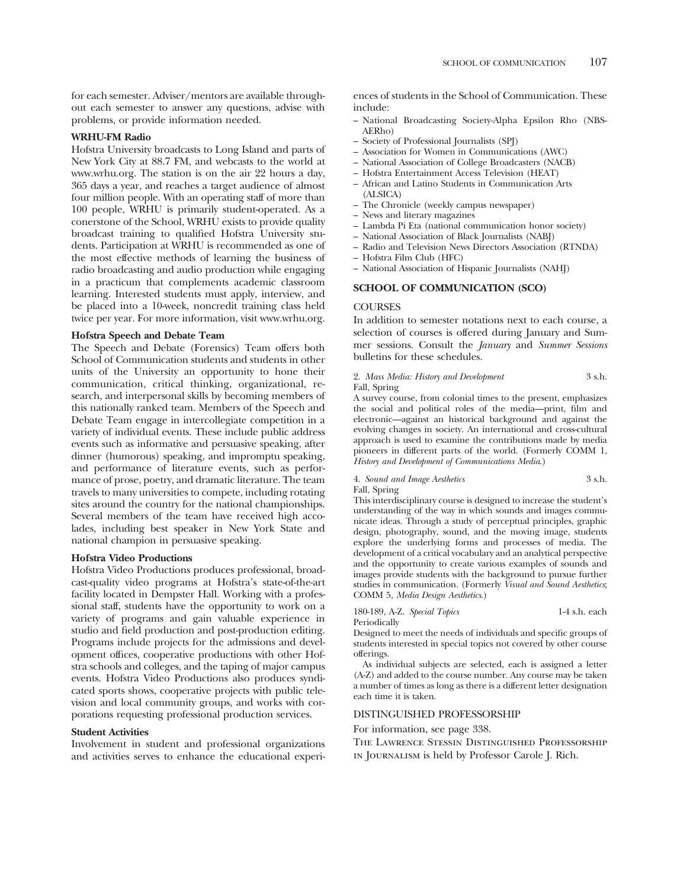for each semester. Adviser/mentors are available throughout each semester to answer any questions, advise with problems, or provide information needed.

**WRHU-FM Radio**

Hofstra University broadcasts to Long Island and parts of New York City at 88.7 FM, and webcasts to the world at www.wrhu.org. The station is on the air 22 hours a day, 365 days a year, and reaches a target audience of almost four million people. With an operating staff of more than 100 people, WRHU is primarily student-operated. As a cornerstone of the School, WRHU exists to provide quality broadcast training to qualified Hofstra University students. Participation at WRHU is recommended as one of the most effective methods of learning the business of radio broadcasting and audio production while engaging in a practicum that complements academic classroom learning. Interested students must apply, interview, and be placed into a 10-week, noncredit training class held twice per year. For more information, visit www.wrhu.org.

**Hofstra Speech and Debate Team**

The Speech and Debate (Forensics) Team offers both School of Communication students and students in other units of the University an opportunity to hone their communication, critical thinking, organizational, research, and interpersonal skills by becoming members of this nationally ranked team. Members of the Speech and Debate Team engage in intercollegiate competition in a variety of individual events. These include public address events such as informative and persuasive speaking, after dinner (humorous) speaking, and impromptu speaking, and performance of literature events, such as performance of prose, poetry, and dramatic literature. The team travels to many universities to compete, including rotating sites around the country for the national championships. Several members of the team have received high accolades, including best speaker in New York State and national champion in persuasive speaking.

**Hofstra Video Productions**

Hofstra Video Productions produces professional, broadcast-quality video programs at Hofstra's state-of-the-art facility located in Dempster Hall. Working with a professional staff, students have the opportunity to work on a variety of programs and gain valuable experience in studio and field production and post-production editing. Programs include projects for the admissions and development offices, cooperative productions with other Hofstra schools and colleges, and the taping of major campus events. Hofstra Video Productions also produces syndicated sports shows, cooperative projects with public television and local community groups, and works with corporations requesting professional production services.

**Student Activities**

Involvement in student and professional organizations and activities serves to enhance the educational experiences of students in the School of Communication. These include:

- National Broadcasting Society-Alpha Epsilon Rho (NBS-AERho)
- Society of Professional Journalists (SPJ)
- Association for Women in Communications (AWC)
- National Association of College Broadcasters (NACB)
- Hofstra Entertainment Access Television (HEAT)
- African and Latino Students in Communication Arts (ALSICA)
- The Chronicle (weekly campus newspaper)
- News and literary magazines
- Lambda Pi Eta (national communication honor society)
- National Association of Black Journalists (NABJ)
- Radio and Television News Directors Association (RTNDA)
- Hofstra Film Club (HFC)
- National Association of Hispanic Journalists (NAHJ)

## SCHOOL OF COMMUNICATION (SCO)

### COURSES

In addition to semester notations next to each course, a selection of courses is offered during January and Summer sessions. Consult the *January* and *Summer Sessions* bulletins for these schedules.

2. *Mass Media: History and Development* 3 s.h.
Fall, Spring

A survey course, from colonial times to the present, emphasizes the social and political roles of the media—print, film and electronic—against an historical background and against the evolving changes in society. An international and cross-cultural approach is used to examine the contributions made by media pioneers in different parts of the world. (Formerly COMM 1, *History and Development of Communications Media.*)

4. *Sound and Image Aesthetics* 3 s.h.
Fall, Spring

This interdisciplinary course is designed to increase the student's understanding of the way in which sounds and images communicate ideas. Through a study of perceptual principles, graphic design, photography, sound, and the moving image, students explore the underlying forms and processes of media. The development of a critical vocabulary and an analytical perspective and the opportunity to create various examples of sounds and images provide students with the background to pursue further studies in communication. (Formerly *Visual and Sound Aesthetics*; COMM 5, *Media Design Aesthetics.*)

180-189, A-Z. *Special Topics* 1-4 s.h. each
Periodically

Designed to meet the needs of individuals and specific groups of students interested in special topics not covered by other course offerings.

As individual subjects are selected, each is assigned a letter (A-Z) and added to the course number. Any course may be taken a number of times as long as there is a different letter designation each time it is taken.

### DISTINGUISHED PROFESSORSHIP

For information, see page 338.

The Lawrence Stessin Distinguished Professorship in Journalism is held by Professor Carole J. Rich.